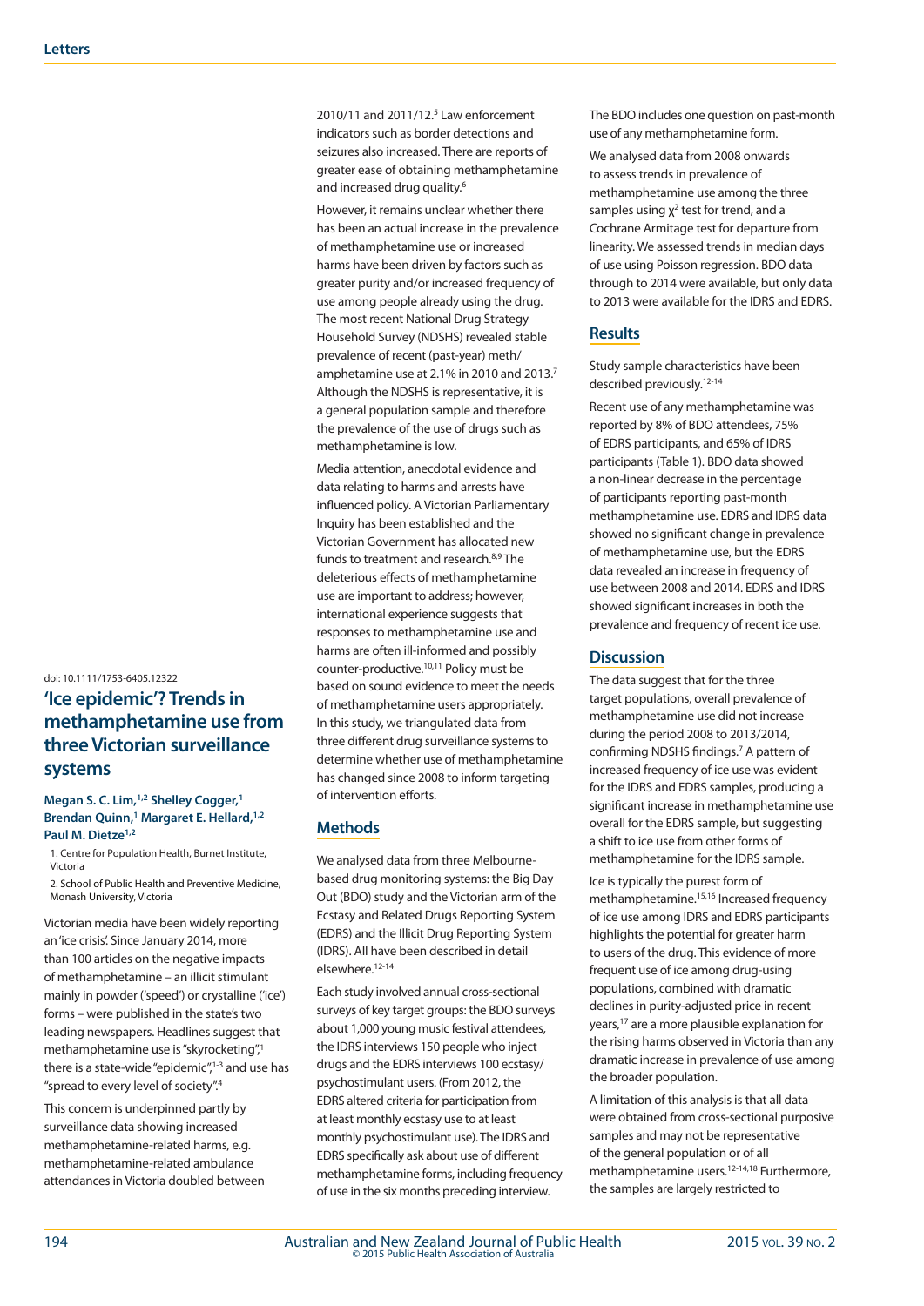Letters

doi: 10.1111/1753-6405.12322

# 'Ice epidemic'? Trends in methamphetamine use from three Victorian surveillance systems

**Megan S. C. Lim,[1,2] Shelley Cogger,[1] Brendan Quinn,[1] Margaret E. Hellard,[1,2] Paul M. Dietze[1,2]**

1. Centre for Population Health, Burnet Institute, Victoria
2. School of Public Health and Preventive Medicine, Monash University, Victoria

Victorian media have been widely reporting an 'ice crisis'. Since January 2014, more than 100 articles on the negative impacts of methamphetamine – an illicit stimulant mainly in powder ('speed') or crystalline ('ice') forms – were published in the state's two leading newspapers. Headlines suggest that methamphetamine use is "skyrocketing",[1] there is a state-wide "epidemic",[1-3] and use has "spread to every level of society".[4]

This concern is underpinned partly by surveillance data showing increased methamphetamine-related harms, e.g. methamphetamine-related ambulance attendances in Victoria doubled between 2010/11 and 2011/12.[5] Law enforcement indicators such as border detections and seizures also increased. There are reports of greater ease of obtaining methamphetamine and increased drug quality.[6]

However, it remains unclear whether there has been an actual increase in the prevalence of methamphetamine use or increased harms have been driven by factors such as greater purity and/or increased frequency of use among people already using the drug. The most recent National Drug Strategy Household Survey (NDSHS) revealed stable prevalence of recent (past-year) meth/amphetamine use at 2.1% in 2010 and 2013.[7] Although the NDSHS is representative, it is a general population sample and therefore the prevalence of the use of drugs such as methamphetamine is low.

Media attention, anecdotal evidence and data relating to harms and arrests have influenced policy. A Victorian Parliamentary Inquiry has been established and the Victorian Government has allocated new funds to treatment and research.[8,9] The deleterious effects of methamphetamine use are important to address; however, international experience suggests that responses to methamphetamine use and harms are often ill-informed and possibly counter-productive.[10,11] Policy must be based on sound evidence to meet the needs of methamphetamine users appropriately. In this study, we triangulated data from three different drug surveillance systems to determine whether use of methamphetamine has changed since 2008 to inform targeting of intervention efforts.

## Methods

We analysed data from three Melbourne-based drug monitoring systems: the Big Day Out (BDO) study and the Victorian arm of the Ecstasy and Related Drugs Reporting System (EDRS) and the Illicit Drug Reporting System (IDRS). All have been described in detail elsewhere.[12-14]

Each study involved annual cross-sectional surveys of key target groups: the BDO surveys about 1,000 young music festival attendees, the IDRS interviews 150 people who inject drugs and the EDRS interviews 100 ecstasy/psychostimulant users. (From 2012, the EDRS altered criteria for participation from at least monthly ecstasy use to at least monthly psychostimulant use). The IDRS and EDRS specifically ask about use of different methamphetamine forms, including frequency of use in the six months preceding interview. The BDO includes one question on past-month use of any methamphetamine form.

We analysed data from 2008 onwards to assess trends in prevalence of methamphetamine use among the three samples using $\chi^2$ test for trend, and a Cochrane Armitage test for departure from linearity. We assessed trends in median days of use using Poisson regression. BDO data through to 2014 were available, but only data to 2013 were available for the IDRS and EDRS.

## Results

Study sample characteristics have been described previously.[12-14]

Recent use of any methamphetamine was reported by 8% of BDO attendees, 75% of EDRS participants, and 65% of IDRS participants (Table 1). BDO data showed a non-linear decrease in the percentage of participants reporting past-month methamphetamine use. EDRS and IDRS data showed no significant change in prevalence of methamphetamine use, but the EDRS data revealed an increase in frequency of use between 2008 and 2014. EDRS and IDRS showed significant increases in both the prevalence and frequency of recent ice use.

## Discussion

The data suggest that for the three target populations, overall prevalence of methamphetamine use did not increase during the period 2008 to 2013/2014, confirming NDSHS findings.[7] A pattern of increased frequency of ice use was evident for the IDRS and EDRS samples, producing a significant increase in methamphetamine use overall for the EDRS sample, but suggesting a shift to ice use from other forms of methamphetamine for the IDRS sample.

Ice is typically the purest form of methamphetamine.[15,16] Increased frequency of ice use among IDRS and EDRS participants highlights the potential for greater harm to users of the drug. This evidence of more frequent use of ice among drug-using populations, combined with dramatic declines in purity-adjusted price in recent years,[17] are a more plausible explanation for the rising harms observed in Victoria than any dramatic increase in prevalence of use among the broader population.

A limitation of this analysis is that all data were obtained from cross-sectional purposive samples and may not be representative of the general population or of all methamphetamine users.[12-14,18] Furthermore, the samples are largely restricted to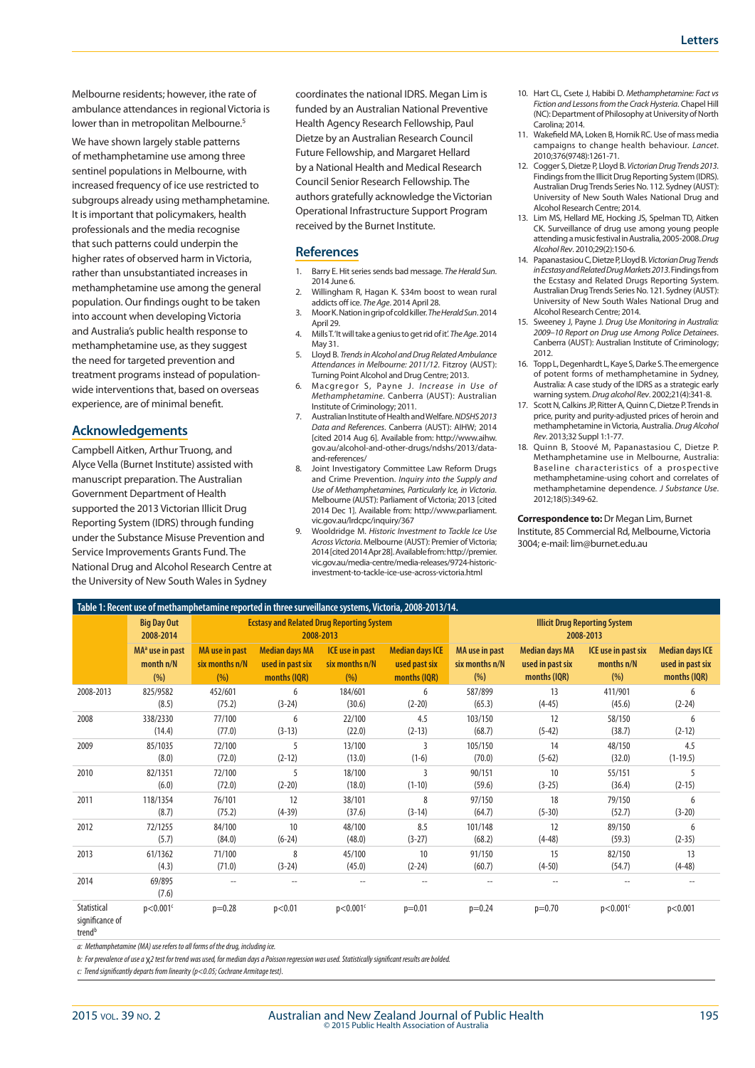Melbourne residents; however, ithe rate of ambulance attendances in regional Victoria is lower than in metropolitan Melbourne.[5]

We have shown largely stable patterns of methamphetamine use among three sentinel populations in Melbourne, with increased frequency of ice use restricted to subgroups already using methamphetamine. It is important that policymakers, health professionals and the media recognise that such patterns could underpin the higher rates of observed harm in Victoria, rather than unsubstantiated increases in methamphetamine use among the general population. Our findings ought to be taken into account when developing Victoria and Australia's public health response to methamphetamine use, as they suggest the need for targeted prevention and treatment programs instead of population-wide interventions that, based on overseas experience, are of minimal benefit.

## Acknowledgements

Campbell Aitken, Arthur Truong, and Alyce Vella (Burnet Institute) assisted with manuscript preparation. The Australian Government Department of Health supported the 2013 Victorian Illicit Drug Reporting System (IDRS) through funding under the Substance Misuse Prevention and Service Improvements Grants Fund. The National Drug and Alcohol Research Centre at the University of New South Wales in Sydney coordinates the national IDRS. Megan Lim is funded by an Australian National Preventive Health Agency Research Fellowship, Paul Dietze by an Australian Research Council Future Fellowship, and Margaret Hellard by a National Health and Medical Research Council Senior Research Fellowship. The authors gratefully acknowledge the Victorian Operational Infrastructure Support Program received by the Burnet Institute.

## References

1. Barry E. Hit series sends bad message. *The Herald Sun*. 2014 June 6.
2. Willingham R, Hagan K. $34m boost to wean rural addicts off ice. *The Age*. 2014 April 28.
3. Moor K. Nation in grip of cold killer. *The Herald Sun*. 2014 April 29.
4. Mills T. 'It will take a genius to get rid of it'. *The Age*. 2014 May 31.
5. Lloyd B. *Trends in Alcohol and Drug Related Ambulance Attendances in Melbourne: 2011/12*. Fitzroy (AUST): Turning Point Alcohol and Drug Centre; 2013.
6. Macgregor S, Payne J. *Increase in Use of Methamphetamine*. Canberra (AUST): Australian Institute of Criminology; 2011.
7. Australian Institute of Health and Welfare. *NDSHS 2013 Data and References*. Canberra (AUST): AIHW; 2014 [cited 2014 Aug 6]. Available from: http://www.aihw.gov.au/alcohol-and-other-drugs/ndshs/2013/data-and-references/
8. Joint Investigatory Committee Law Reform Drugs and Crime Prevention. *Inquiry into the Supply and Use of Methamphetamines, Particularly Ice, in Victoria*. Melbourne (AUST): Parliament of Victoria; 2013 [cited 2014 Dec 1]. Available from: http://www.parliament.vic.gov.au/lrdcpc/inquiry/367
9. Wooldridge M. *Historic Investment to Tackle Ice Use Across Victoria*. Melbourne (AUST): Premier of Victoria; 2014 [cited 2014 Apr 28]. Available from: http://premier.vic.gov.au/media-centre/media-releases/9724-historic-investment-to-tackle-ice-use-across-victoria.html
10. Hart CL, Csete J, Habibi D. *Methamphetamine: Fact vs Fiction and Lessons from the Crack Hysteria*. Chapel Hill (NC): Department of Philosophy at University of North Carolina; 2014.
11. Wakefield MA, Loken B, Hornik RC. Use of mass media campaigns to change health behaviour. *Lancet*. 2010;376(9748):1261-71.
12. Cogger S, Dietze P, Lloyd B. *Victorian Drug Trends 2013*. Findings from the Illicit Drug Reporting System (IDRS). Australian Drug Trends Series No. 112. Sydney (AUST): University of New South Wales National Drug and Alcohol Research Centre; 2014.
13. Lim MS, Hellard ME, Hocking JS, Spelman TD, Aitken CK. Surveillance of drug use among young people attending a music festival in Australia, 2005-2008. *Drug Alcohol Rev*. 2010;29(2):150-6.
14. Papanastasiou C, Dietze P, Lloyd B. *Victorian Drug Trends in Ecstasy and Related Drug Markets 2013*. Findings from the Ecstasy and Related Drugs Reporting System. Australian Drug Trends Series No. 121. Sydney (AUST): University of New South Wales National Drug and Alcohol Research Centre; 2014.
15. Sweeney J, Payne J. *Drug Use Monitoring in Australia: 2009–10 Report on Drug use Among Police Detainees*. Canberra (AUST): Australian Institute of Criminology; 2012.
16. Topp L, Degenhardt L, Kaye S, Darke S. The emergence of potent forms of methamphetamine in Sydney, Australia: A case study of the IDRS as a strategic early warning system. *Drug alcohol Rev*. 2002;21(4):341-8.
17. Scott N, Calkins JP, Ritter A, Quinn C, Dietze P. Trends in price, purity and purity-adjusted prices of heroin and methamphetamine in Victoria, Australia. *Drug Alcohol Rev*. 2013;32 Suppl 1:1-77.
18. Quinn B, Stoové M, Papanastasiou C, Dietze P. Methamphetamine use in Melbourne, Australia: Baseline characteristics of a prospective methamphetamine-using cohort and correlates of methamphetamine dependence. *J Substance Use*. 2012;18(5):349-62.

**Correspondence to:** Dr Megan Lim, Burnet Institute, 85 Commercial Rd, Melbourne, Victoria 3004; e-mail: lim@burnet.edu.au

**Table 1: Recent use of methamphetamine reported in three surveillance systems, Victoria, 2008-2013/14.**

| | Big Day Out 2008-2014 | Ecstasy and Related Drug Reporting System 2008-2013 | | | | Illicit Drug Reporting System 2008-2013 | | | |
|---|---|---|---|---|---|---|---|---|---|
| | MA[a] use in past month n/N (%) | MA use in past six months n/N (%) | Median days MA used in past six months (IQR) | ICE use in past six months n/N (%) | Median days ICE used past six months (IQR) | MA use in past six months n/N (%) | Median days MA used in past six months (IQR) | ICE use in past six months n/N (%) | Median days ICE used in past six months (IQR) |
| 2008-2013 | 825/9582 (8.5) | 452/601 (75.2) | 6 (3-24) | 184/601 (30.6) | 6 (2-20) | 587/899 (65.3) | 13 (4-45) | 411/901 (45.6) | 6 (2-24) |
| 2008 | 338/2330 (14.4) | 77/100 (77.0) | 6 (3-13) | 22/100 (22.0) | 4.5 (2-13) | 103/150 (68.7) | 12 (5-42) | 58/150 (38.7) | 6 (2-12) |
| 2009 | 85/1035 (8.0) | 72/100 (72.0) | 5 (2-12) | 13/100 (13.0) | 3 (1-6) | 105/150 (70.0) | 14 (5-62) | 48/150 (32.0) | 4.5 (1-19.5) |
| 2010 | 82/1351 (6.0) | 72/100 (72.0) | 5 (2-20) | 18/100 (18.0) | 3 (1-10) | 90/151 (59.6) | 10 (3-25) | 55/151 (36.4) | 5 (2-15) |
| 2011 | 118/1354 (8.7) | 76/101 (75.2) | 12 (4-39) | 38/101 (37.6) | 8 (3-14) | 97/150 (64.7) | 18 (5-30) | 79/150 (52.7) | 6 (3-20) |
| 2012 | 72/1255 (5.7) | 84/100 (84.0) | 10 (6-24) | 48/100 (48.0) | 8.5 (3-27) | 101/148 (68.2) | 12 (4-48) | 89/150 (59.3) | 6 (2-35) |
| 2013 | 61/1362 (4.3) | 71/100 (71.0) | 8 (3-24) | 45/100 (45.0) | 10 (2-24) | 91/150 (60.7) | 15 (4-50) | 82/150 (54.7) | 13 (4-48) |
| 2014 | 69/895 (7.6) | -- | -- | -- | -- | -- | -- | -- | -- |
| Statistical significance of trend[b] | $p<0.001$[c] | $p=0.28$ | $p<0.01$ | $p<0.001$[c] | $p=0.01$ | $p=0.24$ | $p=0.70$ | $p<0.001$[c] | $p<0.001$ |

*a: Methamphetamine (MA) use refers to all forms of the drug, including ice.*

*b: For prevalence of use a $\chi 2$ test for trend was used, for median days a Poisson regression was used. Statistically significant results are bolded.*

*c: Trend significantly departs from linearity ($p<0.05$; Cochrane Armitage test).*